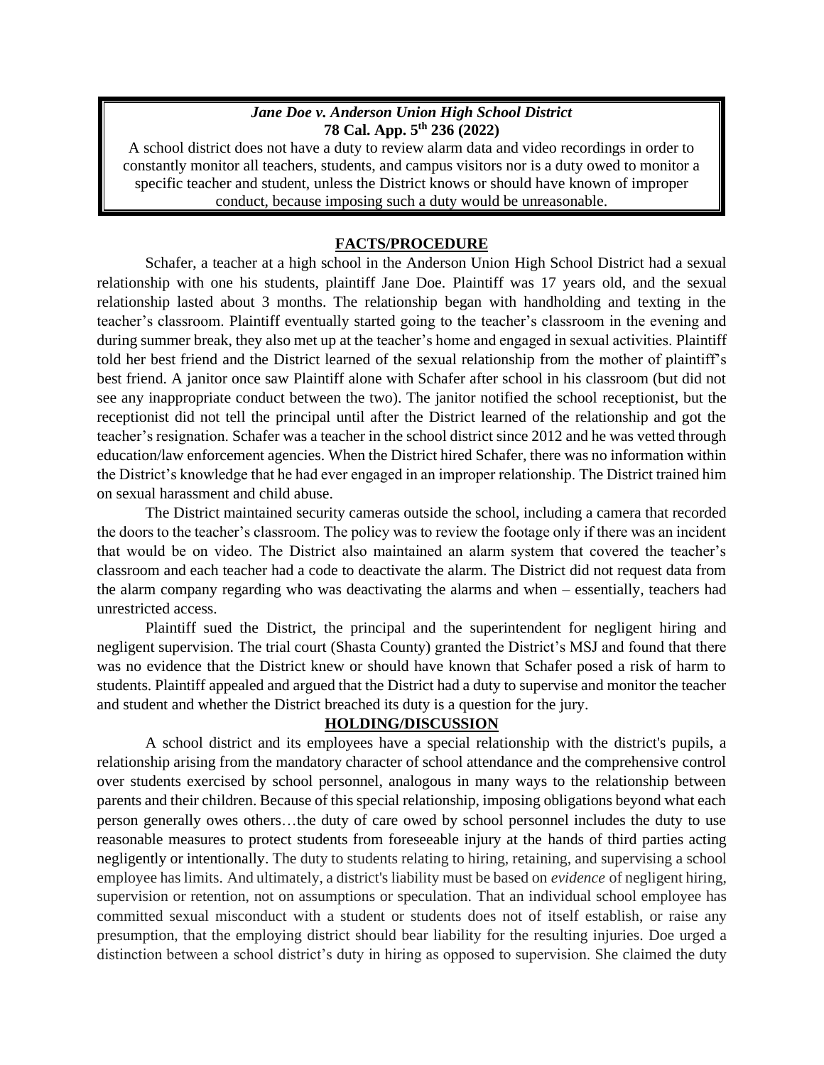***Jane Doe v. Anderson Union High School District***
**78 Cal. App. 5th 236 (2022)**

A school district does not have a duty to review alarm data and video recordings in order to constantly monitor all teachers, students, and campus visitors nor is a duty owed to monitor a specific teacher and student, unless the District knows or should have known of improper conduct, because imposing such a duty would be unreasonable.

## FACTS/PROCEDURE

Schafer, a teacher at a high school in the Anderson Union High School District had a sexual relationship with one his students, plaintiff Jane Doe. Plaintiff was 17 years old, and the sexual relationship lasted about 3 months. The relationship began with handholding and texting in the teacher's classroom. Plaintiff eventually started going to the teacher's classroom in the evening and during summer break, they also met up at the teacher's home and engaged in sexual activities. Plaintiff told her best friend and the District learned of the sexual relationship from the mother of plaintiff's best friend. A janitor once saw Plaintiff alone with Schafer after school in his classroom (but did not see any inappropriate conduct between the two). The janitor notified the school receptionist, but the receptionist did not tell the principal until after the District learned of the relationship and got the teacher's resignation. Schafer was a teacher in the school district since 2012 and he was vetted through education/law enforcement agencies. When the District hired Schafer, there was no information within the District's knowledge that he had ever engaged in an improper relationship. The District trained him on sexual harassment and child abuse.

The District maintained security cameras outside the school, including a camera that recorded the doors to the teacher's classroom. The policy was to review the footage only if there was an incident that would be on video. The District also maintained an alarm system that covered the teacher's classroom and each teacher had a code to deactivate the alarm. The District did not request data from the alarm company regarding who was deactivating the alarms and when – essentially, teachers had unrestricted access.

Plaintiff sued the District, the principal and the superintendent for negligent hiring and negligent supervision. The trial court (Shasta County) granted the District's MSJ and found that there was no evidence that the District knew or should have known that Schafer posed a risk of harm to students. Plaintiff appealed and argued that the District had a duty to supervise and monitor the teacher and student and whether the District breached its duty is a question for the jury.

## HOLDING/DISCUSSION

A school district and its employees have a special relationship with the district's pupils, a relationship arising from the mandatory character of school attendance and the comprehensive control over students exercised by school personnel, analogous in many ways to the relationship between parents and their children. Because of this special relationship, imposing obligations beyond what each person generally owes others…the duty of care owed by school personnel includes the duty to use reasonable measures to protect students from foreseeable injury at the hands of third parties acting negligently or intentionally. The duty to students relating to hiring, retaining, and supervising a school employee has limits. And ultimately, a district's liability must be based on *evidence* of negligent hiring, supervision or retention, not on assumptions or speculation. That an individual school employee has committed sexual misconduct with a student or students does not of itself establish, or raise any presumption, that the employing district should bear liability for the resulting injuries. Doe urged a distinction between a school district's duty in hiring as opposed to supervision. She claimed the duty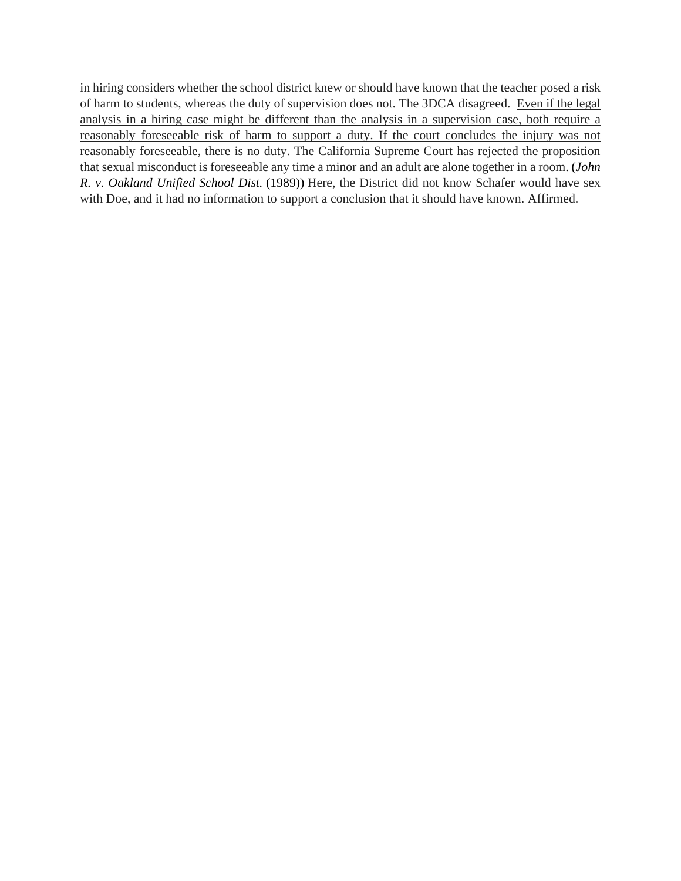in hiring considers whether the school district knew or should have known that the teacher posed a risk of harm to students, whereas the duty of supervision does not. The 3DCA disagreed. <u>Even if the legal analysis in a hiring case might be different than the analysis in a supervision case, both require a reasonably foreseeable risk of harm to support a duty. If the court concludes the injury was not reasonably foreseeable, there is no duty.</u> The California Supreme Court has rejected the proposition that sexual misconduct is foreseeable any time a minor and an adult are alone together in a room. (*John R. v. Oakland Unified School Dist.* (1989)) Here, the District did not know Schafer would have sex with Doe, and it had no information to support a conclusion that it should have known. Affirmed.